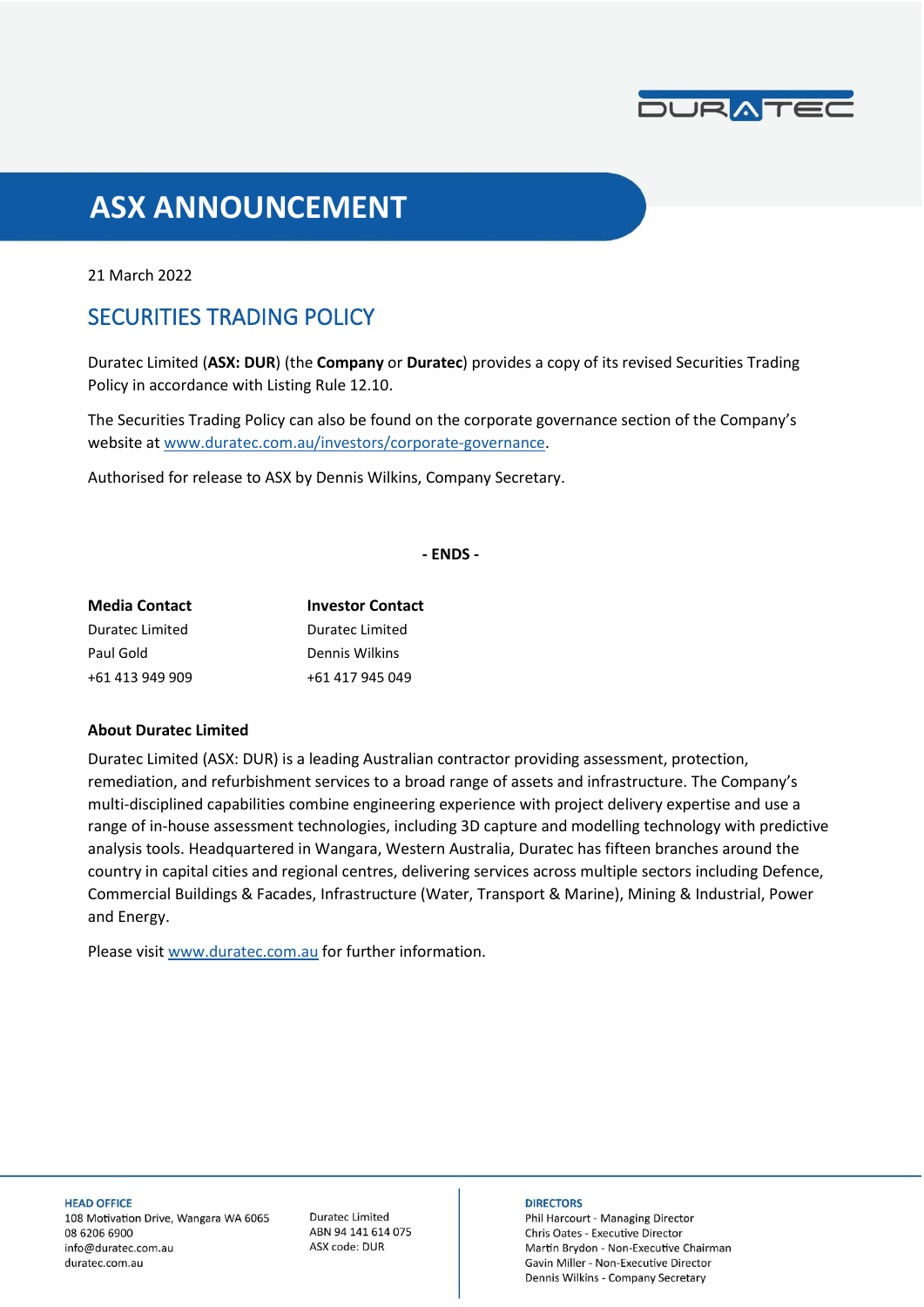# ASX ANNOUNCEMENT

21 March 2022

## SECURITIES TRADING POLICY

Duratec Limited (**ASX: DUR**) (the **Company** or **Duratec**) provides a copy of its revised Securities Trading Policy in accordance with Listing Rule 12.10.

The Securities Trading Policy can also be found on the corporate governance section of the Company's website at www.duratec.com.au/investors/corporate-governance.

Authorised for release to ASX by Dennis Wilkins, Company Secretary.

**- ENDS -**

| **Media Contact** | **Investor Contact** |
|---|---|
| Duratec Limited | Duratec Limited |
| Paul Gold | Dennis Wilkins |
| +61 413 949 909 | +61 417 945 049 |

**About Duratec Limited**

Duratec Limited (ASX: DUR) is a leading Australian contractor providing assessment, protection, remediation, and refurbishment services to a broad range of assets and infrastructure. The Company's multi-disciplined capabilities combine engineering experience with project delivery expertise and use a range of in-house assessment technologies, including 3D capture and modelling technology with predictive analysis tools. Headquartered in Wangara, Western Australia, Duratec has fifteen branches around the country in capital cities and regional centres, delivering services across multiple sectors including Defence, Commercial Buildings & Facades, Infrastructure (Water, Transport & Marine), Mining & Industrial, Power and Energy.

Please visit www.duratec.com.au for further information.

**HEAD OFFICE**
108 Motivation Drive, Wangara WA 6065
08 6206 6900
info@duratec.com.au
duratec.com.au

Duratec Limited
ABN 94 141 614 075
ASX code: DUR

**DIRECTORS**
Phil Harcourt - Managing Director
Chris Oates - Executive Director
Martin Brydon - Non-Executive Chairman
Gavin Miller - Non-Executive Director
Dennis Wilkins - Company Secretary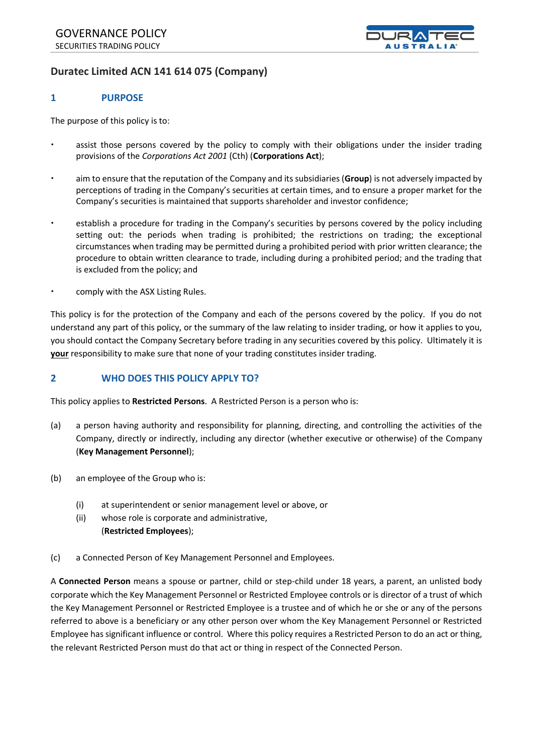## Duratec Limited ACN 141 614 075 (Company)

### 1 PURPOSE

The purpose of this policy is to:

- assist those persons covered by the policy to comply with their obligations under the insider trading provisions of the *Corporations Act 2001* (Cth) (**Corporations Act**);
- aim to ensure that the reputation of the Company and its subsidiaries (**Group**) is not adversely impacted by perceptions of trading in the Company's securities at certain times, and to ensure a proper market for the Company's securities is maintained that supports shareholder and investor confidence;
- establish a procedure for trading in the Company's securities by persons covered by the policy including setting out: the periods when trading is prohibited; the restrictions on trading; the exceptional circumstances when trading may be permitted during a prohibited period with prior written clearance; the procedure to obtain written clearance to trade, including during a prohibited period; and the trading that is excluded from the policy; and
- comply with the ASX Listing Rules.

This policy is for the protection of the Company and each of the persons covered by the policy. If you do not understand any part of this policy, or the summary of the law relating to insider trading, or how it applies to you, you should contact the Company Secretary before trading in any securities covered by this policy. Ultimately it is **your** responsibility to make sure that none of your trading constitutes insider trading.

### 2 WHO DOES THIS POLICY APPLY TO?

This policy applies to **Restricted Persons**. A Restricted Person is a person who is:

(a) a person having authority and responsibility for planning, directing, and controlling the activities of the Company, directly or indirectly, including any director (whether executive or otherwise) of the Company (**Key Management Personnel**);

(b) an employee of the Group who is:

  (i) at superintendent or senior management level or above, or
  (ii) whose role is corporate and administrative,
  (**Restricted Employees**);

(c) a Connected Person of Key Management Personnel and Employees.

A **Connected Person** means a spouse or partner, child or step-child under 18 years, a parent, an unlisted body corporate which the Key Management Personnel or Restricted Employee controls or is director of a trust of which the Key Management Personnel or Restricted Employee is a trustee and of which he or she or any of the persons referred to above is a beneficiary or any other person over whom the Key Management Personnel or Restricted Employee has significant influence or control. Where this policy requires a Restricted Person to do an act or thing, the relevant Restricted Person must do that act or thing in respect of the Connected Person.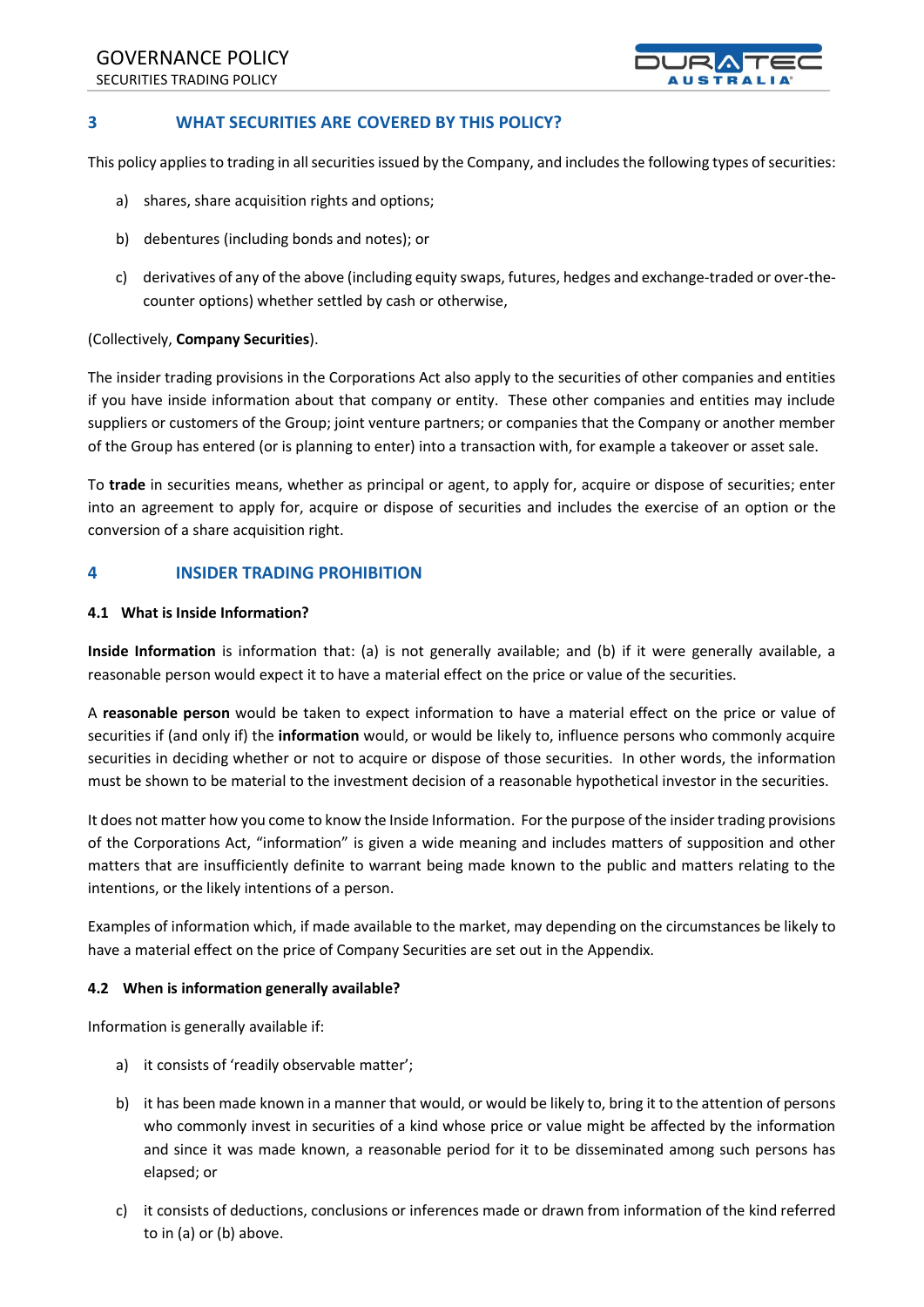## 3 WHAT SECURITIES ARE COVERED BY THIS POLICY?

This policy applies to trading in all securities issued by the Company, and includes the following types of securities:

a) shares, share acquisition rights and options;

b) debentures (including bonds and notes); or

c) derivatives of any of the above (including equity swaps, futures, hedges and exchange-traded or over-the-counter options) whether settled by cash or otherwise,

(Collectively, **Company Securities**).

The insider trading provisions in the Corporations Act also apply to the securities of other companies and entities if you have inside information about that company or entity. These other companies and entities may include suppliers or customers of the Group; joint venture partners; or companies that the Company or another member of the Group has entered (or is planning to enter) into a transaction with, for example a takeover or asset sale.

To **trade** in securities means, whether as principal or agent, to apply for, acquire or dispose of securities; enter into an agreement to apply for, acquire or dispose of securities and includes the exercise of an option or the conversion of a share acquisition right.

## 4 INSIDER TRADING PROHIBITION

### 4.1 What is Inside Information?

**Inside Information** is information that: (a) is not generally available; and (b) if it were generally available, a reasonable person would expect it to have a material effect on the price or value of the securities.

A **reasonable person** would be taken to expect information to have a material effect on the price or value of securities if (and only if) the **information** would, or would be likely to, influence persons who commonly acquire securities in deciding whether or not to acquire or dispose of those securities. In other words, the information must be shown to be material to the investment decision of a reasonable hypothetical investor in the securities.

It does not matter how you come to know the Inside Information. For the purpose of the insider trading provisions of the Corporations Act, "information" is given a wide meaning and includes matters of supposition and other matters that are insufficiently definite to warrant being made known to the public and matters relating to the intentions, or the likely intentions of a person.

Examples of information which, if made available to the market, may depending on the circumstances be likely to have a material effect on the price of Company Securities are set out in the Appendix.

### 4.2 When is information generally available?

Information is generally available if:

a) it consists of 'readily observable matter';

b) it has been made known in a manner that would, or would be likely to, bring it to the attention of persons who commonly invest in securities of a kind whose price or value might be affected by the information and since it was made known, a reasonable period for it to be disseminated among such persons has elapsed; or

c) it consists of deductions, conclusions or inferences made or drawn from information of the kind referred to in (a) or (b) above.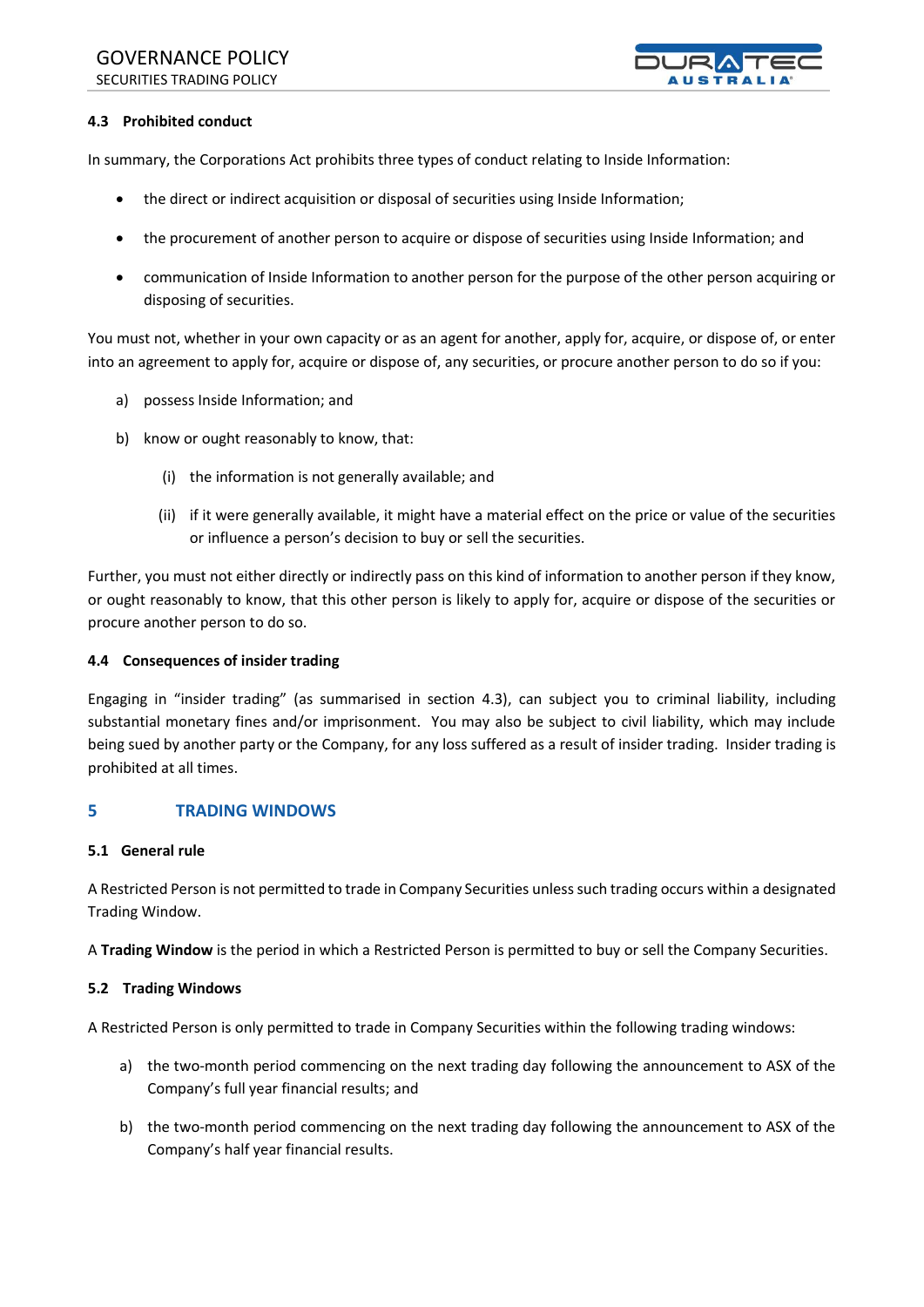### 4.3 Prohibited conduct

In summary, the Corporations Act prohibits three types of conduct relating to Inside Information:

- the direct or indirect acquisition or disposal of securities using Inside Information;
- the procurement of another person to acquire or dispose of securities using Inside Information; and
- communication of Inside Information to another person for the purpose of the other person acquiring or disposing of securities.

You must not, whether in your own capacity or as an agent for another, apply for, acquire, or dispose of, or enter into an agreement to apply for, acquire or dispose of, any securities, or procure another person to do so if you:

a) possess Inside Information; and

b) know or ought reasonably to know, that:

   (i) the information is not generally available; and

   (ii) if it were generally available, it might have a material effect on the price or value of the securities or influence a person's decision to buy or sell the securities.

Further, you must not either directly or indirectly pass on this kind of information to another person if they know, or ought reasonably to know, that this other person is likely to apply for, acquire or dispose of the securities or procure another person to do so.

### 4.4 Consequences of insider trading

Engaging in "insider trading" (as summarised in section 4.3), can subject you to criminal liability, including substantial monetary fines and/or imprisonment. You may also be subject to civil liability, which may include being sued by another party or the Company, for any loss suffered as a result of insider trading. Insider trading is prohibited at all times.

## 5 TRADING WINDOWS

### 5.1 General rule

A Restricted Person is not permitted to trade in Company Securities unless such trading occurs within a designated Trading Window.

A **Trading Window** is the period in which a Restricted Person is permitted to buy or sell the Company Securities.

### 5.2 Trading Windows

A Restricted Person is only permitted to trade in Company Securities within the following trading windows:

a) the two-month period commencing on the next trading day following the announcement to ASX of the Company's full year financial results; and

b) the two-month period commencing on the next trading day following the announcement to ASX of the Company's half year financial results.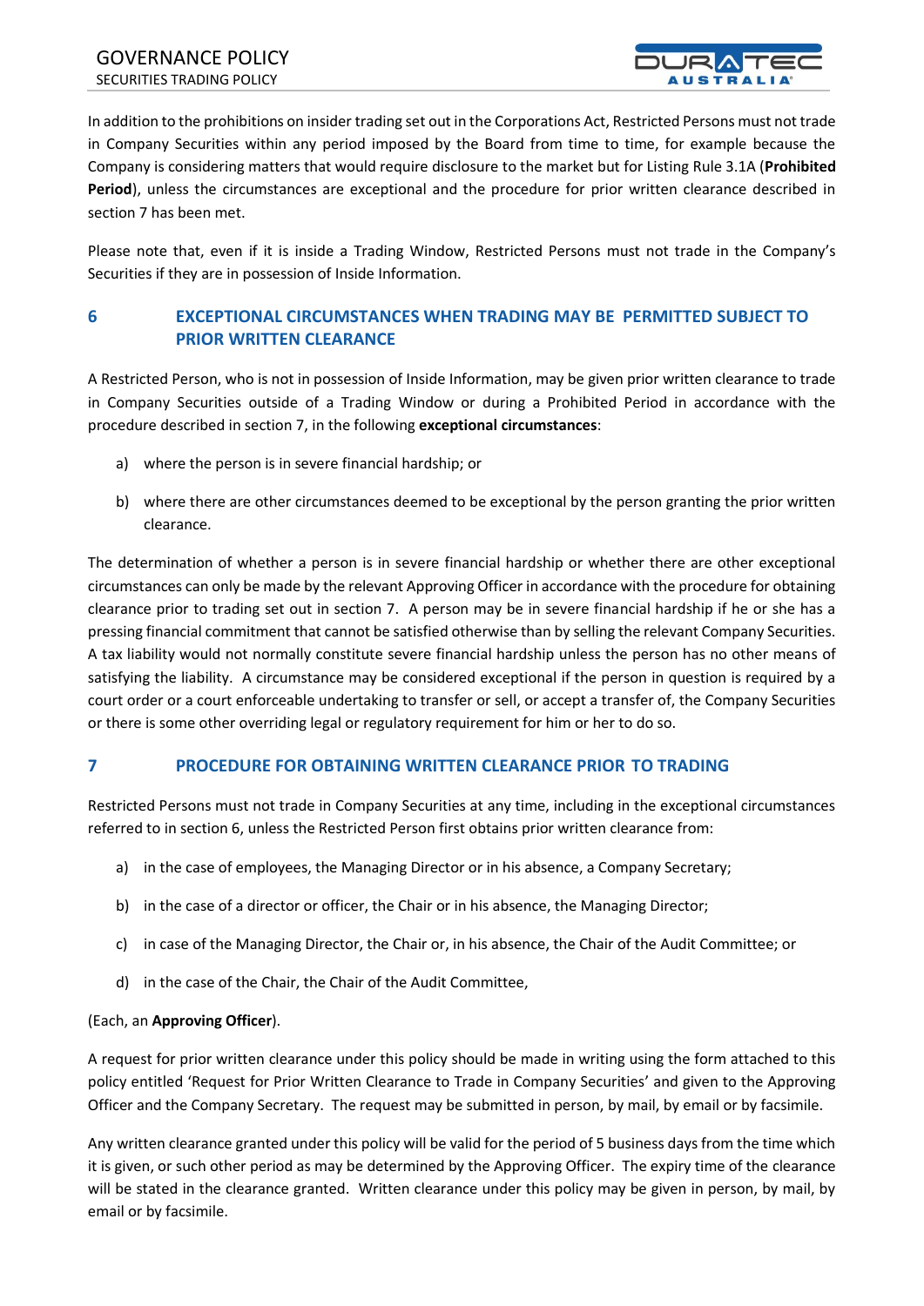In addition to the prohibitions on insider trading set out in the Corporations Act, Restricted Persons must not trade in Company Securities within any period imposed by the Board from time to time, for example because the Company is considering matters that would require disclosure to the market but for Listing Rule 3.1A (**Prohibited Period**), unless the circumstances are exceptional and the procedure for prior written clearance described in section 7 has been met.

Please note that, even if it is inside a Trading Window, Restricted Persons must not trade in the Company's Securities if they are in possession of Inside Information.

## 6 EXCEPTIONAL CIRCUMSTANCES WHEN TRADING MAY BE PERMITTED SUBJECT TO PRIOR WRITTEN CLEARANCE

A Restricted Person, who is not in possession of Inside Information, may be given prior written clearance to trade in Company Securities outside of a Trading Window or during a Prohibited Period in accordance with the procedure described in section 7, in the following **exceptional circumstances**:

a) where the person is in severe financial hardship; or

b) where there are other circumstances deemed to be exceptional by the person granting the prior written clearance.

The determination of whether a person is in severe financial hardship or whether there are other exceptional circumstances can only be made by the relevant Approving Officer in accordance with the procedure for obtaining clearance prior to trading set out in section 7. A person may be in severe financial hardship if he or she has a pressing financial commitment that cannot be satisfied otherwise than by selling the relevant Company Securities. A tax liability would not normally constitute severe financial hardship unless the person has no other means of satisfying the liability. A circumstance may be considered exceptional if the person in question is required by a court order or a court enforceable undertaking to transfer or sell, or accept a transfer of, the Company Securities or there is some other overriding legal or regulatory requirement for him or her to do so.

## 7 PROCEDURE FOR OBTAINING WRITTEN CLEARANCE PRIOR TO TRADING

Restricted Persons must not trade in Company Securities at any time, including in the exceptional circumstances referred to in section 6, unless the Restricted Person first obtains prior written clearance from:

a) in the case of employees, the Managing Director or in his absence, a Company Secretary;

b) in the case of a director or officer, the Chair or in his absence, the Managing Director;

c) in case of the Managing Director, the Chair or, in his absence, the Chair of the Audit Committee; or

d) in the case of the Chair, the Chair of the Audit Committee,

(Each, an **Approving Officer**).

A request for prior written clearance under this policy should be made in writing using the form attached to this policy entitled 'Request for Prior Written Clearance to Trade in Company Securities' and given to the Approving Officer and the Company Secretary. The request may be submitted in person, by mail, by email or by facsimile.

Any written clearance granted under this policy will be valid for the period of 5 business days from the time which it is given, or such other period as may be determined by the Approving Officer. The expiry time of the clearance will be stated in the clearance granted. Written clearance under this policy may be given in person, by mail, by email or by facsimile.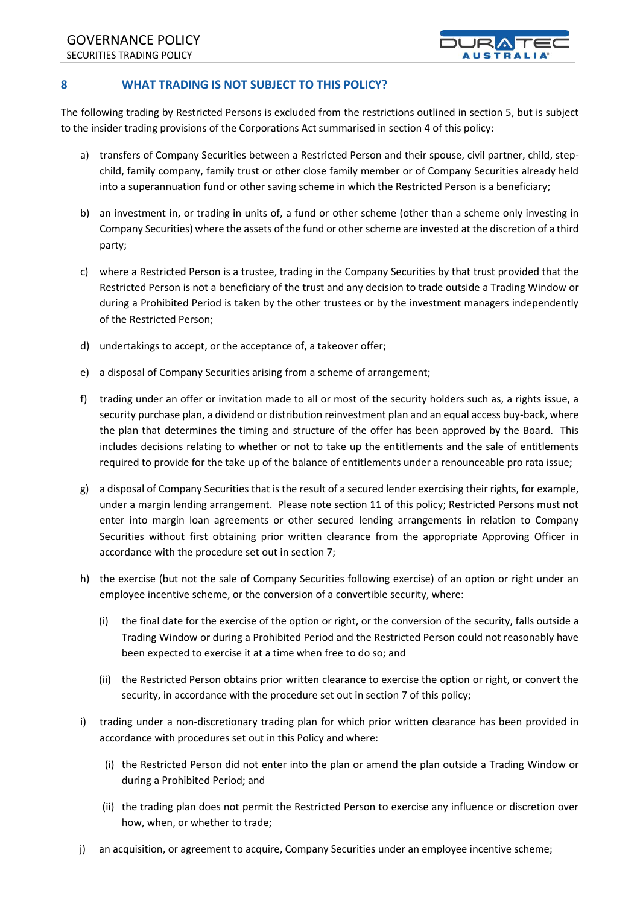## 8 WHAT TRADING IS NOT SUBJECT TO THIS POLICY?

The following trading by Restricted Persons is excluded from the restrictions outlined in section 5, but is subject to the insider trading provisions of the Corporations Act summarised in section 4 of this policy:

a) transfers of Company Securities between a Restricted Person and their spouse, civil partner, child, step-child, family company, family trust or other close family member or of Company Securities already held into a superannuation fund or other saving scheme in which the Restricted Person is a beneficiary;

b) an investment in, or trading in units of, a fund or other scheme (other than a scheme only investing in Company Securities) where the assets of the fund or other scheme are invested at the discretion of a third party;

c) where a Restricted Person is a trustee, trading in the Company Securities by that trust provided that the Restricted Person is not a beneficiary of the trust and any decision to trade outside a Trading Window or during a Prohibited Period is taken by the other trustees or by the investment managers independently of the Restricted Person;

d) undertakings to accept, or the acceptance of, a takeover offer;

e) a disposal of Company Securities arising from a scheme of arrangement;

f) trading under an offer or invitation made to all or most of the security holders such as, a rights issue, a security purchase plan, a dividend or distribution reinvestment plan and an equal access buy-back, where the plan that determines the timing and structure of the offer has been approved by the Board. This includes decisions relating to whether or not to take up the entitlements and the sale of entitlements required to provide for the take up of the balance of entitlements under a renounceable pro rata issue;

g) a disposal of Company Securities that is the result of a secured lender exercising their rights, for example, under a margin lending arrangement. Please note section 11 of this policy; Restricted Persons must not enter into margin loan agreements or other secured lending arrangements in relation to Company Securities without first obtaining prior written clearance from the appropriate Approving Officer in accordance with the procedure set out in section 7;

h) the exercise (but not the sale of Company Securities following exercise) of an option or right under an employee incentive scheme, or the conversion of a convertible security, where:

   (i) the final date for the exercise of the option or right, or the conversion of the security, falls outside a Trading Window or during a Prohibited Period and the Restricted Person could not reasonably have been expected to exercise it at a time when free to do so; and

   (ii) the Restricted Person obtains prior written clearance to exercise the option or right, or convert the security, in accordance with the procedure set out in section 7 of this policy;

i) trading under a non-discretionary trading plan for which prior written clearance has been provided in accordance with procedures set out in this Policy and where:

   (i) the Restricted Person did not enter into the plan or amend the plan outside a Trading Window or during a Prohibited Period; and

   (ii) the trading plan does not permit the Restricted Person to exercise any influence or discretion over how, when, or whether to trade;

j) an acquisition, or agreement to acquire, Company Securities under an employee incentive scheme;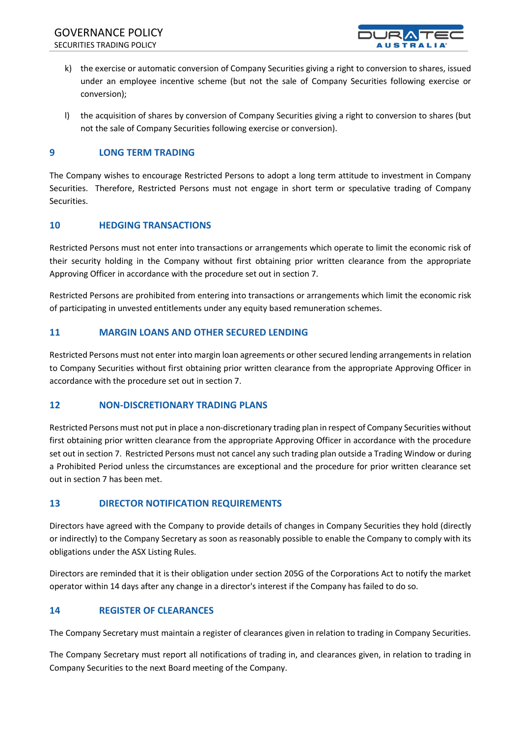k) the exercise or automatic conversion of Company Securities giving a right to conversion to shares, issued under an employee incentive scheme (but not the sale of Company Securities following exercise or conversion);

l) the acquisition of shares by conversion of Company Securities giving a right to conversion to shares (but not the sale of Company Securities following exercise or conversion).

## 9 LONG TERM TRADING

The Company wishes to encourage Restricted Persons to adopt a long term attitude to investment in Company Securities. Therefore, Restricted Persons must not engage in short term or speculative trading of Company Securities.

## 10 HEDGING TRANSACTIONS

Restricted Persons must not enter into transactions or arrangements which operate to limit the economic risk of their security holding in the Company without first obtaining prior written clearance from the appropriate Approving Officer in accordance with the procedure set out in section 7.

Restricted Persons are prohibited from entering into transactions or arrangements which limit the economic risk of participating in unvested entitlements under any equity based remuneration schemes.

## 11 MARGIN LOANS AND OTHER SECURED LENDING

Restricted Persons must not enter into margin loan agreements or other secured lending arrangements in relation to Company Securities without first obtaining prior written clearance from the appropriate Approving Officer in accordance with the procedure set out in section 7.

## 12 NON-DISCRETIONARY TRADING PLANS

Restricted Persons must not put in place a non-discretionary trading plan in respect of Company Securities without first obtaining prior written clearance from the appropriate Approving Officer in accordance with the procedure set out in section 7. Restricted Persons must not cancel any such trading plan outside a Trading Window or during a Prohibited Period unless the circumstances are exceptional and the procedure for prior written clearance set out in section 7 has been met.

## 13 DIRECTOR NOTIFICATION REQUIREMENTS

Directors have agreed with the Company to provide details of changes in Company Securities they hold (directly or indirectly) to the Company Secretary as soon as reasonably possible to enable the Company to comply with its obligations under the ASX Listing Rules.

Directors are reminded that it is their obligation under section 205G of the Corporations Act to notify the market operator within 14 days after any change in a director's interest if the Company has failed to do so.

## 14 REGISTER OF CLEARANCES

The Company Secretary must maintain a register of clearances given in relation to trading in Company Securities.

The Company Secretary must report all notifications of trading in, and clearances given, in relation to trading in Company Securities to the next Board meeting of the Company.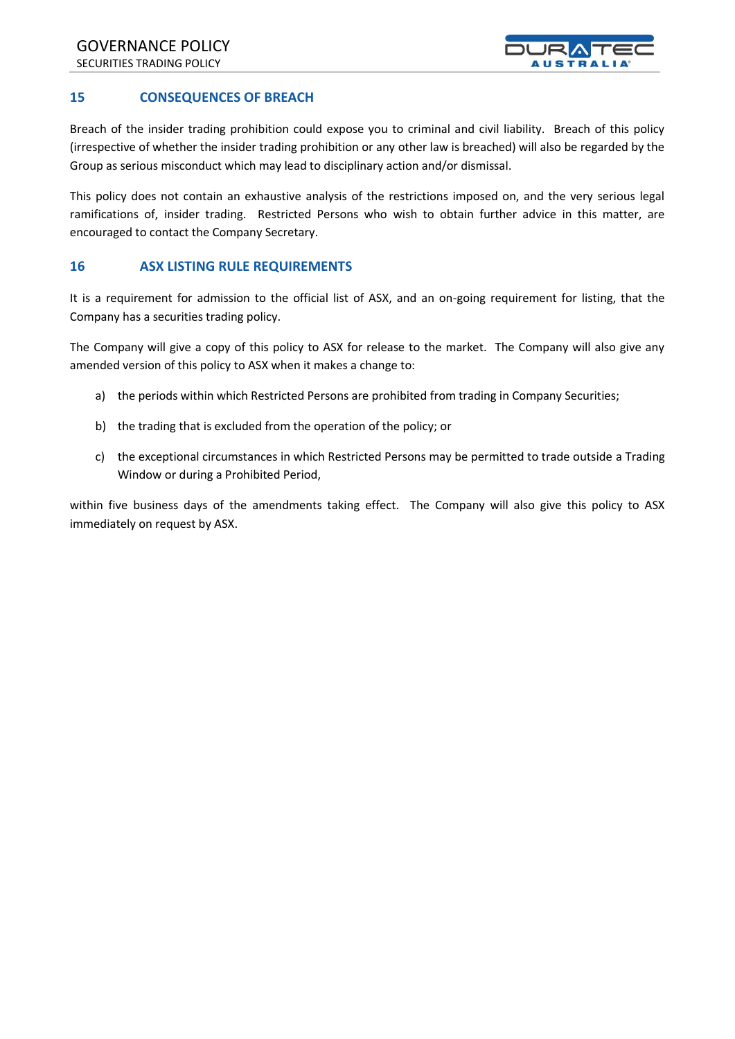## 15 CONSEQUENCES OF BREACH

Breach of the insider trading prohibition could expose you to criminal and civil liability. Breach of this policy (irrespective of whether the insider trading prohibition or any other law is breached) will also be regarded by the Group as serious misconduct which may lead to disciplinary action and/or dismissal.

This policy does not contain an exhaustive analysis of the restrictions imposed on, and the very serious legal ramifications of, insider trading. Restricted Persons who wish to obtain further advice in this matter, are encouraged to contact the Company Secretary.

## 16 ASX LISTING RULE REQUIREMENTS

It is a requirement for admission to the official list of ASX, and an on-going requirement for listing, that the Company has a securities trading policy.

The Company will give a copy of this policy to ASX for release to the market. The Company will also give any amended version of this policy to ASX when it makes a change to:

a) the periods within which Restricted Persons are prohibited from trading in Company Securities;

b) the trading that is excluded from the operation of the policy; or

c) the exceptional circumstances in which Restricted Persons may be permitted to trade outside a Trading Window or during a Prohibited Period,

within five business days of the amendments taking effect. The Company will also give this policy to ASX immediately on request by ASX.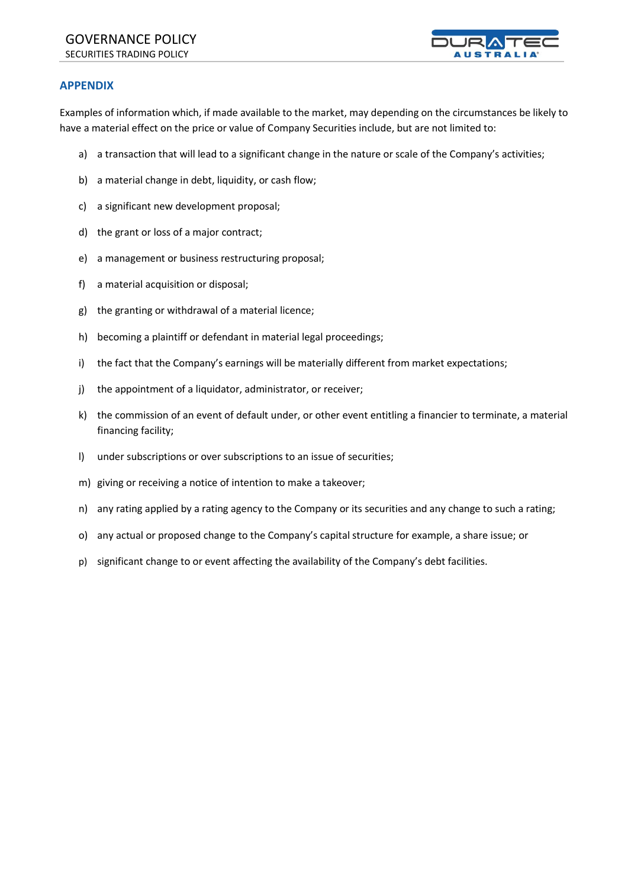## APPENDIX

Examples of information which, if made available to the market, may depending on the circumstances be likely to have a material effect on the price or value of Company Securities include, but are not limited to:

a) a transaction that will lead to a significant change in the nature or scale of the Company's activities;

b) a material change in debt, liquidity, or cash flow;

c) a significant new development proposal;

d) the grant or loss of a major contract;

e) a management or business restructuring proposal;

f) a material acquisition or disposal;

g) the granting or withdrawal of a material licence;

h) becoming a plaintiff or defendant in material legal proceedings;

i) the fact that the Company's earnings will be materially different from market expectations;

j) the appointment of a liquidator, administrator, or receiver;

k) the commission of an event of default under, or other event entitling a financier to terminate, a material financing facility;

l) under subscriptions or over subscriptions to an issue of securities;

m) giving or receiving a notice of intention to make a takeover;

n) any rating applied by a rating agency to the Company or its securities and any change to such a rating;

o) any actual or proposed change to the Company's capital structure for example, a share issue; or

p) significant change to or event affecting the availability of the Company's debt facilities.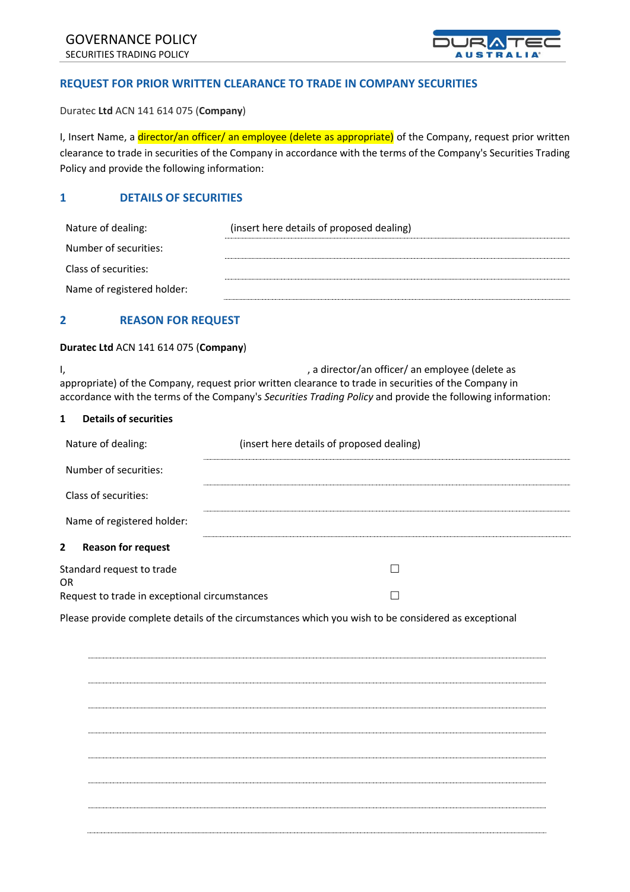## REQUEST FOR PRIOR WRITTEN CLEARANCE TO TRADE IN COMPANY SECURITIES

Duratec **Ltd** ACN 141 614 075 (**Company**)

I, Insert Name, a director/an officer/ an employee (delete as appropriate) of the Company, request prior written clearance to trade in securities of the Company in accordance with the terms of the Company's Securities Trading Policy and provide the following information:

## 1 DETAILS OF SECURITIES

| | |
|---|---|
| Nature of dealing: | (insert here details of proposed dealing) |
| Number of securities: | |
| Class of securities: | |
| Name of registered holder: | |

## 2 REASON FOR REQUEST

**Duratec Ltd** ACN 141 614 075 (**Company**)

I, , a director/an officer/ an employee (delete as appropriate) of the Company, request prior written clearance to trade in securities of the Company in accordance with the terms of the Company's *Securities Trading Policy* and provide the following information:

### 1 Details of securities

| | |
|---|---|
| Nature of dealing: | (insert here details of proposed dealing) |
| Number of securities: | |
| Class of securities: | |
| Name of registered holder: | |

### 2 Reason for request

Standard request to trade ☐

OR

Request to trade in exceptional circumstances ☐

Please provide complete details of the circumstances which you wish to be considered as exceptional

..........................................................................................................

..........................................................................................................

..........................................................................................................

..........................................................................................................

..........................................................................................................

..........................................................................................................

..........................................................................................................

..........................................................................................................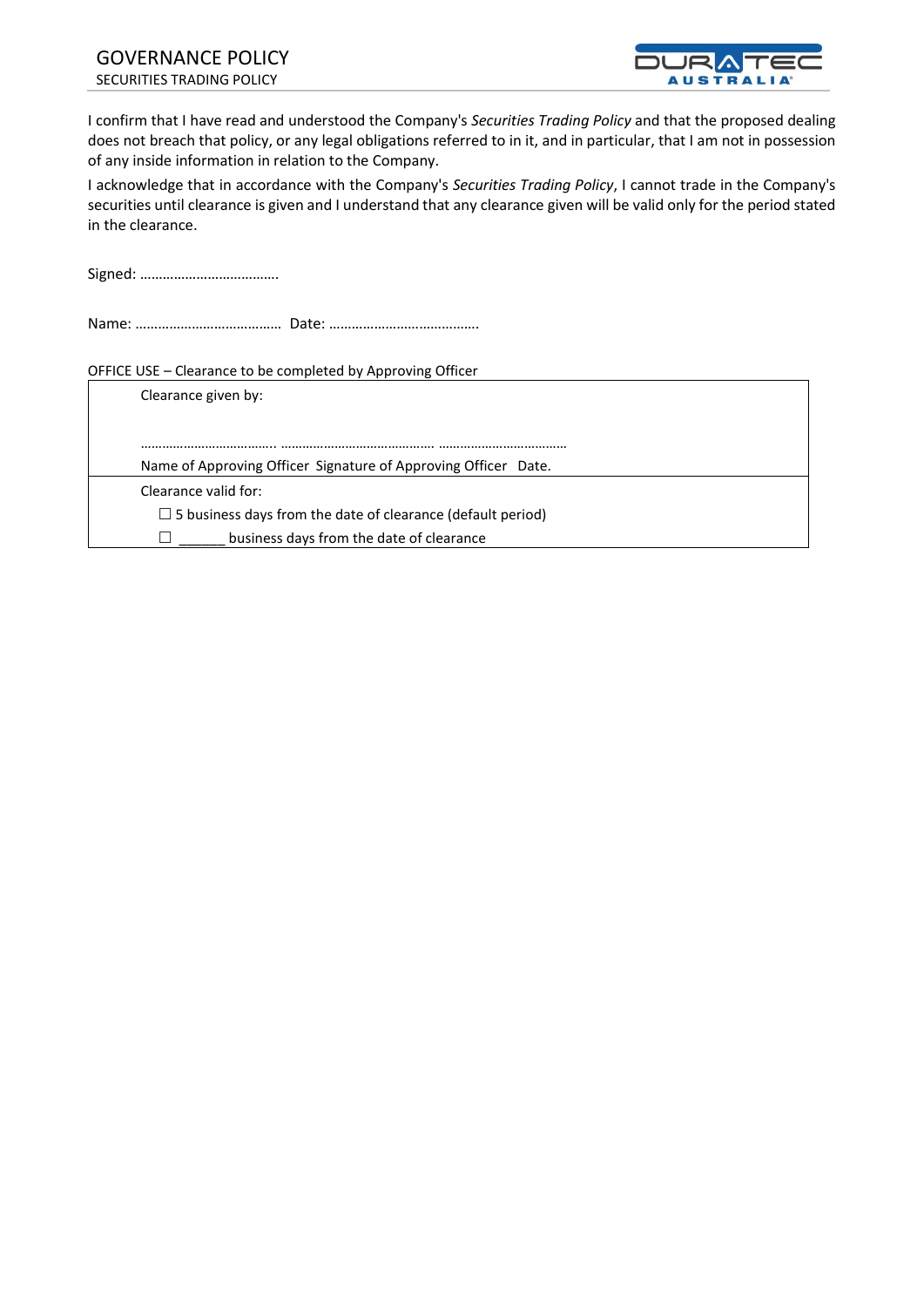I confirm that I have read and understood the Company's *Securities Trading Policy* and that the proposed dealing does not breach that policy, or any legal obligations referred to in it, and in particular, that I am not in possession of any inside information in relation to the Company.

I acknowledge that in accordance with the Company's *Securities Trading Policy*, I cannot trade in the Company's securities until clearance is given and I understand that any clearance given will be valid only for the period stated in the clearance.

Signed: ……………………………….

Name: ………………………………… Date: ………………………………….

OFFICE USE – Clearance to be completed by Approving Officer

| |
|---|
| Clearance given by:<br><br>……………………………….. ……………………………………. ……………………………… <br>Name of Approving Officer Signature of Approving Officer Date. |
| Clearance valid for:<br>☐ 5 business days from the date of clearance (default period)<br>☐ ______ business days from the date of clearance |